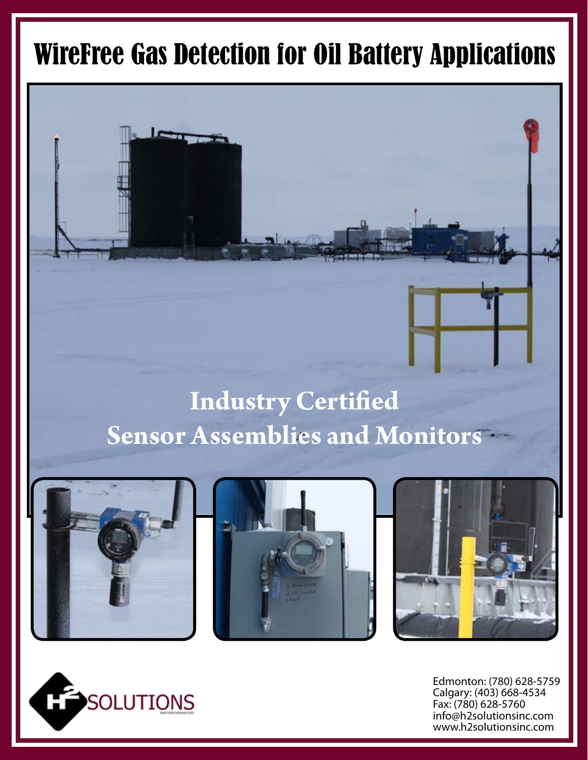# WireFree Gas Detection for Oil Battery Applications

## Industry Certified Sensor Assemblies and Monitors

H2 SOLUTIONS INCORPORATED

Edmonton: (780) 628-5759
Calgary: (403) 668-4534
Fax: (780) 628-5760
info@h2solutionsinc.com
www.h2solutionsinc.com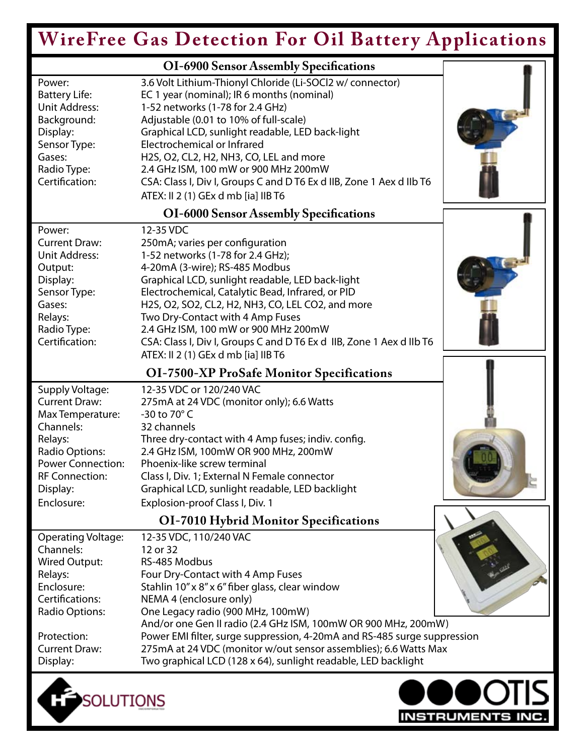# WireFree Gas Detection For Oil Battery Applications

## OI-6900 Sensor Assembly Specifications

| | |
|---|---|
| Power: | 3.6 Volt Lithium-Thionyl Chloride (Li-SOCl2 w/ connector) |
| Battery Life: | EC 1 year (nominal); IR 6 months (nominal) |
| Unit Address: | 1-52 networks (1-78 for 2.4 GHz) |
| Background: | Adjustable (0.01 to 10% of full-scale) |
| Display: | Graphical LCD, sunlight readable, LED back-light |
| Sensor Type: | Electrochemical or Infrared |
| Gases: | H2S, O2, CL2, H2, NH3, CO, LEL and more |
| Radio Type: | 2.4 GHz ISM, 100 mW or 900 MHz 200mW |
| Certification: | CSA: Class I, Div I, Groups C and D T6 Ex d IIB, Zone 1 Aex d IIb T6<br>ATEX: II 2 (1) GEx d mb [ia] IIB T6 |

## OI-6000 Sensor Assembly Specifications

| | |
|---|---|
| Power: | 12-35 VDC |
| Current Draw: | 250mA; varies per configuration |
| Unit Address: | 1-52 networks (1-78 for 2.4 GHz); |
| Output: | 4-20mA (3-wire); RS-485 Modbus |
| Display: | Graphical LCD, sunlight readable, LED back-light |
| Sensor Type: | Electrochemical, Catalytic Bead, Infrared, or PID |
| Gases: | H2S, O2, SO2, CL2, H2, NH3, CO, LEL CO2, and more |
| Relays: | Two Dry-Contact with 4 Amp Fuses |
| Radio Type: | 2.4 GHz ISM, 100 mW or 900 MHz 200mW |
| Certification: | CSA: Class I, Div I, Groups C and D T6 Ex d IIB, Zone 1 Aex d IIb T6<br>ATEX: II 2 (1) GEx d mb [ia] IIB T6 |

## OI-7500-XP ProSafe Monitor Specifications

| | |
|---|---|
| Supply Voltage: | 12-35 VDC or 120/240 VAC |
| Current Draw: | 275mA at 24 VDC (monitor only); 6.6 Watts |
| Max Temperature: | -30 to 70° C |
| Channels: | 32 channels |
| Relays: | Three dry-contact with 4 Amp fuses; indiv. config. |
| Radio Options: | 2.4 GHz ISM, 100mW OR 900 MHz, 200mW |
| Power Connection: | Phoenix-like screw terminal |
| RF Connection: | Class I, Div. 1; External N Female connector |
| Display: | Graphical LCD, sunlight readable, LED backlight |
| Enclosure: | Explosion-proof Class I, Div. 1 |

## OI-7010 Hybrid Monitor Specifications

| | |
|---|---|
| Operating Voltage: | 12-35 VDC, 110/240 VAC |
| Channels: | 12 or 32 |
| Wired Output: | RS-485 Modbus |
| Relays: | Four Dry-Contact with 4 Amp Fuses |
| Enclosure: | Stahlin 10" x 8" x 6" fiber glass, clear window |
| Certifications: | NEMA 4 (enclosure only) |
| Radio Options: | One Legacy radio (900 MHz, 100mW)<br>And/or one Gen II radio (2.4 GHz ISM, 100mW OR 900 MHz, 200mW) |
| Protection: | Power EMI filter, surge suppression, 4-20mA and RS-485 surge suppression |
| Current Draw: | 275mA at 24 VDC (monitor w/out sensor assemblies); 6.6 Watts Max |
| Display: | Two graphical LCD (128 x 64), sunlight readable, LED backlight |

H2S SOLUTIONS INCORPORATED

OTIS INSTRUMENTS INC.